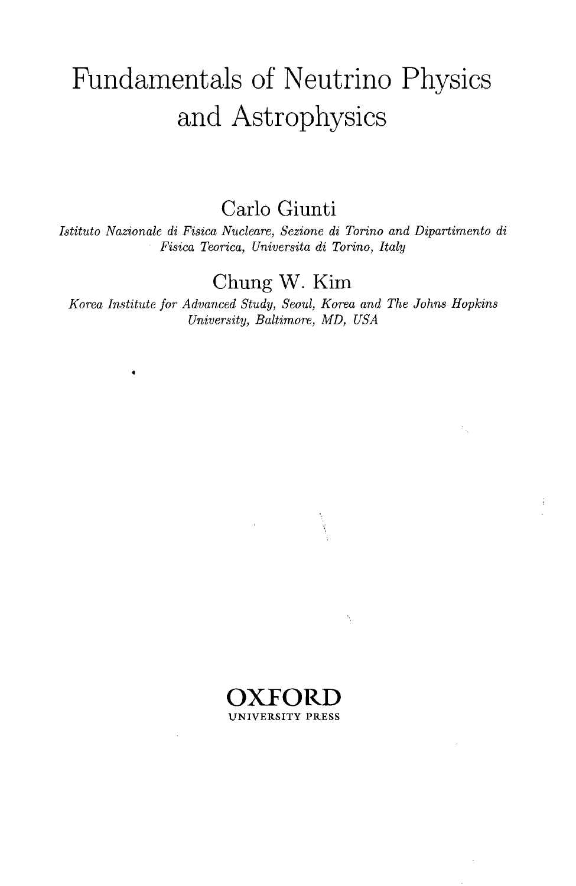# Fundamentals of Neutrino Physics and Astrophysics

## Carlo Giunti

*Istituto Nazionale di Fisica Nucleare, Sezione di Torino and Dipartimento di Fisica Teorica, Universita di Torino, Italy*

## Chung W. Kim

*Korea Institute for Advanced Study, Seoul, Korea and The Johns Hopkins University, Baltimore, MD, USA*

**OXFORD**
UNIVERSITY PRESS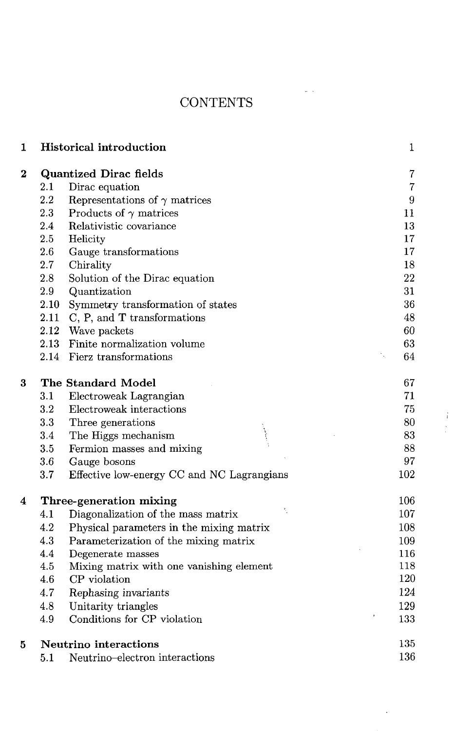# CONTENTS

| | | |
|---|---|---|
| **1** | **Historical introduction** | 1 |
| **2** | **Quantized Dirac fields** | 7 |
| 2.1 | Dirac equation | 7 |
| 2.2 | Representations of $\gamma$ matrices | 9 |
| 2.3 | Products of $\gamma$ matrices | 11 |
| 2.4 | Relativistic covariance | 13 |
| 2.5 | Helicity | 17 |
| 2.6 | Gauge transformations | 17 |
| 2.7 | Chirality | 18 |
| 2.8 | Solution of the Dirac equation | 22 |
| 2.9 | Quantization | 31 |
| 2.10 | Symmetry transformation of states | 36 |
| 2.11 | C, P, and T transformations | 48 |
| 2.12 | Wave packets | 60 |
| 2.13 | Finite normalization volume | 63 |
| 2.14 | Fierz transformations | 64 |
| **3** | **The Standard Model** | 67 |
| 3.1 | Electroweak Lagrangian | 71 |
| 3.2 | Electroweak interactions | 75 |
| 3.3 | Three generations | 80 |
| 3.4 | The Higgs mechanism | 83 |
| 3.5 | Fermion masses and mixing | 88 |
| 3.6 | Gauge bosons | 97 |
| 3.7 | Effective low-energy CC and NC Lagrangians | 102 |
| **4** | **Three-generation mixing** | 106 |
| 4.1 | Diagonalization of the mass matrix | 107 |
| 4.2 | Physical parameters in the mixing matrix | 108 |
| 4.3 | Parameterization of the mixing matrix | 109 |
| 4.4 | Degenerate masses | 116 |
| 4.5 | Mixing matrix with one vanishing element | 118 |
| 4.6 | CP violation | 120 |
| 4.7 | Rephasing invariants | 124 |
| 4.8 | Unitarity triangles | 129 |
| 4.9 | Conditions for CP violation | 133 |
| **5** | **Neutrino interactions** | 135 |
| 5.1 | Neutrino–electron interactions | 136 |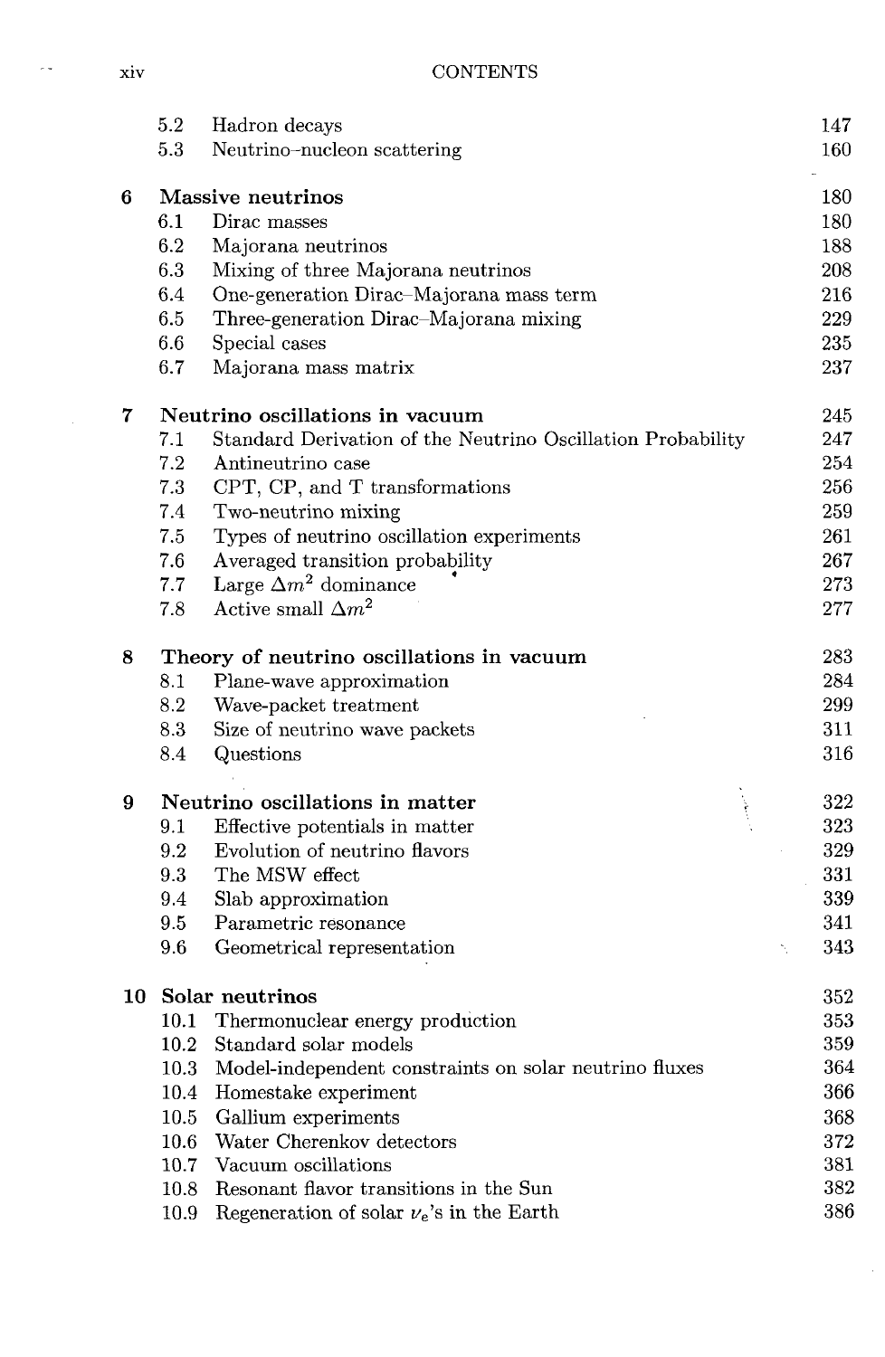| | | |
|---|---|---|
| 5.2 | Hadron decays | 147 |
| 5.3 | Neutrino–nucleon scattering | 160 |
| **6** | **Massive neutrinos** | 180 |
| 6.1 | Dirac masses | 180 |
| 6.2 | Majorana neutrinos | 188 |
| 6.3 | Mixing of three Majorana neutrinos | 208 |
| 6.4 | One-generation Dirac–Majorana mass term | 216 |
| 6.5 | Three-generation Dirac–Majorana mixing | 229 |
| 6.6 | Special cases | 235 |
| 6.7 | Majorana mass matrix | 237 |
| **7** | **Neutrino oscillations in vacuum** | 245 |
| 7.1 | Standard Derivation of the Neutrino Oscillation Probability | 247 |
| 7.2 | Antineutrino case | 254 |
| 7.3 | CPT, CP, and T transformations | 256 |
| 7.4 | Two-neutrino mixing | 259 |
| 7.5 | Types of neutrino oscillation experiments | 261 |
| 7.6 | Averaged transition probability | 267 |
| 7.7 | Large $\Delta m^2$ dominance | 273 |
| 7.8 | Active small $\Delta m^2$ | 277 |
| **8** | **Theory of neutrino oscillations in vacuum** | 283 |
| 8.1 | Plane-wave approximation | 284 |
| 8.2 | Wave-packet treatment | 299 |
| 8.3 | Size of neutrino wave packets | 311 |
| 8.4 | Questions | 316 |
| **9** | **Neutrino oscillations in matter** | 322 |
| 9.1 | Effective potentials in matter | 323 |
| 9.2 | Evolution of neutrino flavors | 329 |
| 9.3 | The MSW effect | 331 |
| 9.4 | Slab approximation | 339 |
| 9.5 | Parametric resonance | 341 |
| 9.6 | Geometrical representation | 343 |
| **10** | **Solar neutrinos** | 352 |
| 10.1 | Thermonuclear energy production | 353 |
| 10.2 | Standard solar models | 359 |
| 10.3 | Model-independent constraints on solar neutrino fluxes | 364 |
| 10.4 | Homestake experiment | 366 |
| 10.5 | Gallium experiments | 368 |
| 10.6 | Water Cherenkov detectors | 372 |
| 10.7 | Vacuum oscillations | 381 |
| 10.8 | Resonant flavor transitions in the Sun | 382 |
| 10.9 | Regeneration of solar $\nu_e$'s in the Earth | 386 |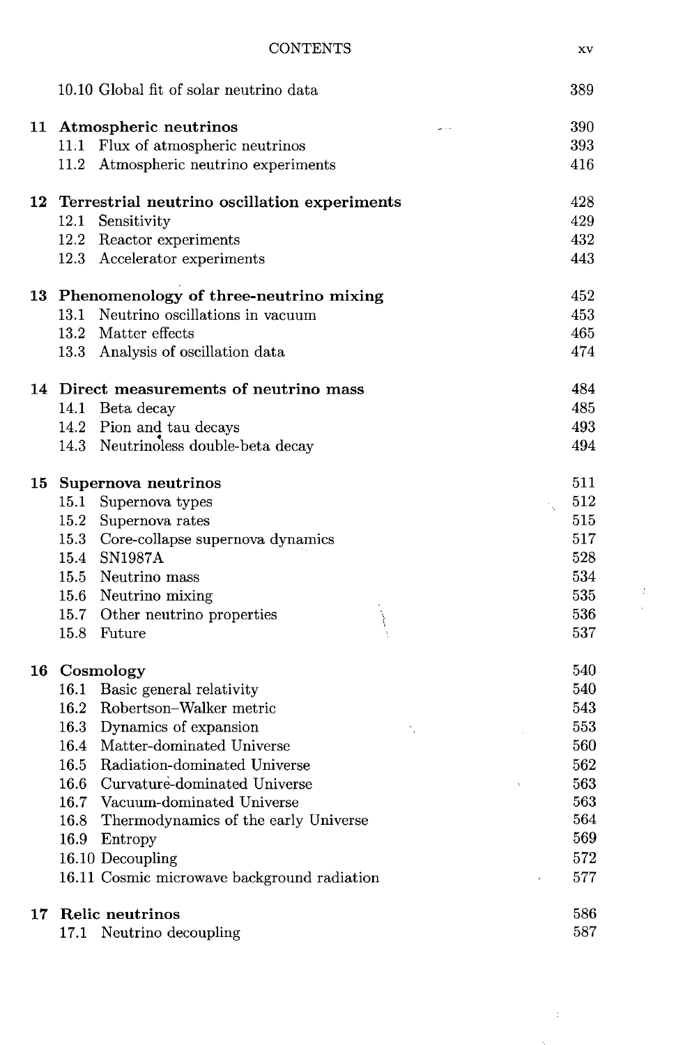| | |
|---|---|
| 10.10 Global fit of solar neutrino data | 389 |
| **11 Atmospheric neutrinos** | **390** |
| 11.1 Flux of atmospheric neutrinos | 393 |
| 11.2 Atmospheric neutrino experiments | 416 |
| **12 Terrestrial neutrino oscillation experiments** | **428** |
| 12.1 Sensitivity | 429 |
| 12.2 Reactor experiments | 432 |
| 12.3 Accelerator experiments | 443 |
| **13 Phenomenology of three-neutrino mixing** | **452** |
| 13.1 Neutrino oscillations in vacuum | 453 |
| 13.2 Matter effects | 465 |
| 13.3 Analysis of oscillation data | 474 |
| **14 Direct measurements of neutrino mass** | **484** |
| 14.1 Beta decay | 485 |
| 14.2 Pion and tau decays | 493 |
| 14.3 Neutrinoless double-beta decay | 494 |
| **15 Supernova neutrinos** | **511** |
| 15.1 Supernova types | 512 |
| 15.2 Supernova rates | 515 |
| 15.3 Core-collapse supernova dynamics | 517 |
| 15.4 SN1987A | 528 |
| 15.5 Neutrino mass | 534 |
| 15.6 Neutrino mixing | 535 |
| 15.7 Other neutrino properties | 536 |
| 15.8 Future | 537 |
| **16 Cosmology** | **540** |
| 16.1 Basic general relativity | 540 |
| 16.2 Robertson–Walker metric | 543 |
| 16.3 Dynamics of expansion | 553 |
| 16.4 Matter-dominated Universe | 560 |
| 16.5 Radiation-dominated Universe | 562 |
| 16.6 Curvature-dominated Universe | 563 |
| 16.7 Vacuum-dominated Universe | 563 |
| 16.8 Thermodynamics of the early Universe | 564 |
| 16.9 Entropy | 569 |
| 16.10 Decoupling | 572 |
| 16.11 Cosmic microwave background radiation | 577 |
| **17 Relic neutrinos** | **586** |
| 17.1 Neutrino decoupling | 587 |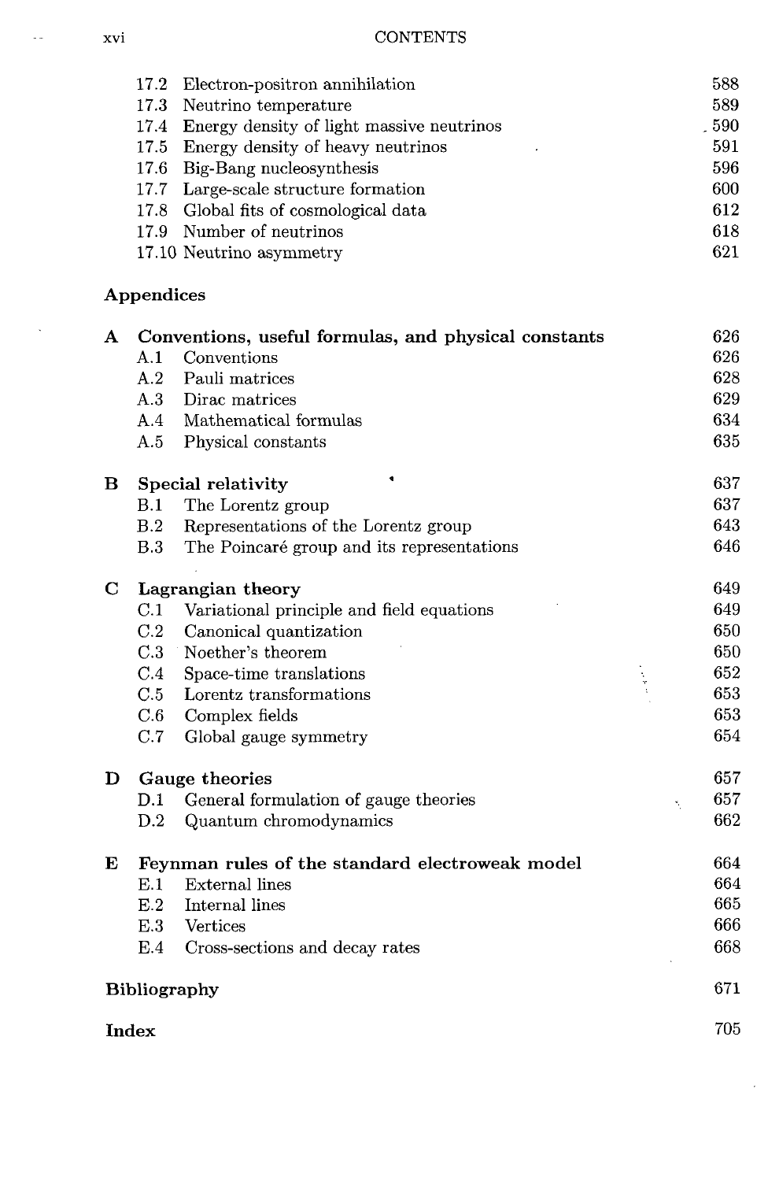17.2 Electron-positron annihilation 588
17.3 Neutrino temperature 589
17.4 Energy density of light massive neutrinos 590
17.5 Energy density of heavy neutrinos 591
17.6 Big-Bang nucleosynthesis 596
17.7 Large-scale structure formation 600
17.8 Global fits of cosmological data 612
17.9 Number of neutrinos 618
17.10 Neutrino asymmetry 621

## Appendices

**A Conventions, useful formulas, and physical constants** 626

A.1 Conventions 626
A.2 Pauli matrices 628
A.3 Dirac matrices 629
A.4 Mathematical formulas 634
A.5 Physical constants 635

**B Special relativity** 637

B.1 The Lorentz group 637
B.2 Representations of the Lorentz group 643
B.3 The Poincaré group and its representations 646

**C Lagrangian theory** 649

C.1 Variational principle and field equations 649
C.2 Canonical quantization 650
C.3 Noether's theorem 650
C.4 Space-time translations 652
C.5 Lorentz transformations 653
C.6 Complex fields 653
C.7 Global gauge symmetry 654

**D Gauge theories** 657

D.1 General formulation of gauge theories 657
D.2 Quantum chromodynamics 662

**E Feynman rules of the standard electroweak model** 664

E.1 External lines 664
E.2 Internal lines 665
E.3 Vertices 666
E.4 Cross-sections and decay rates 668

**Bibliography** 671

**Index** 705